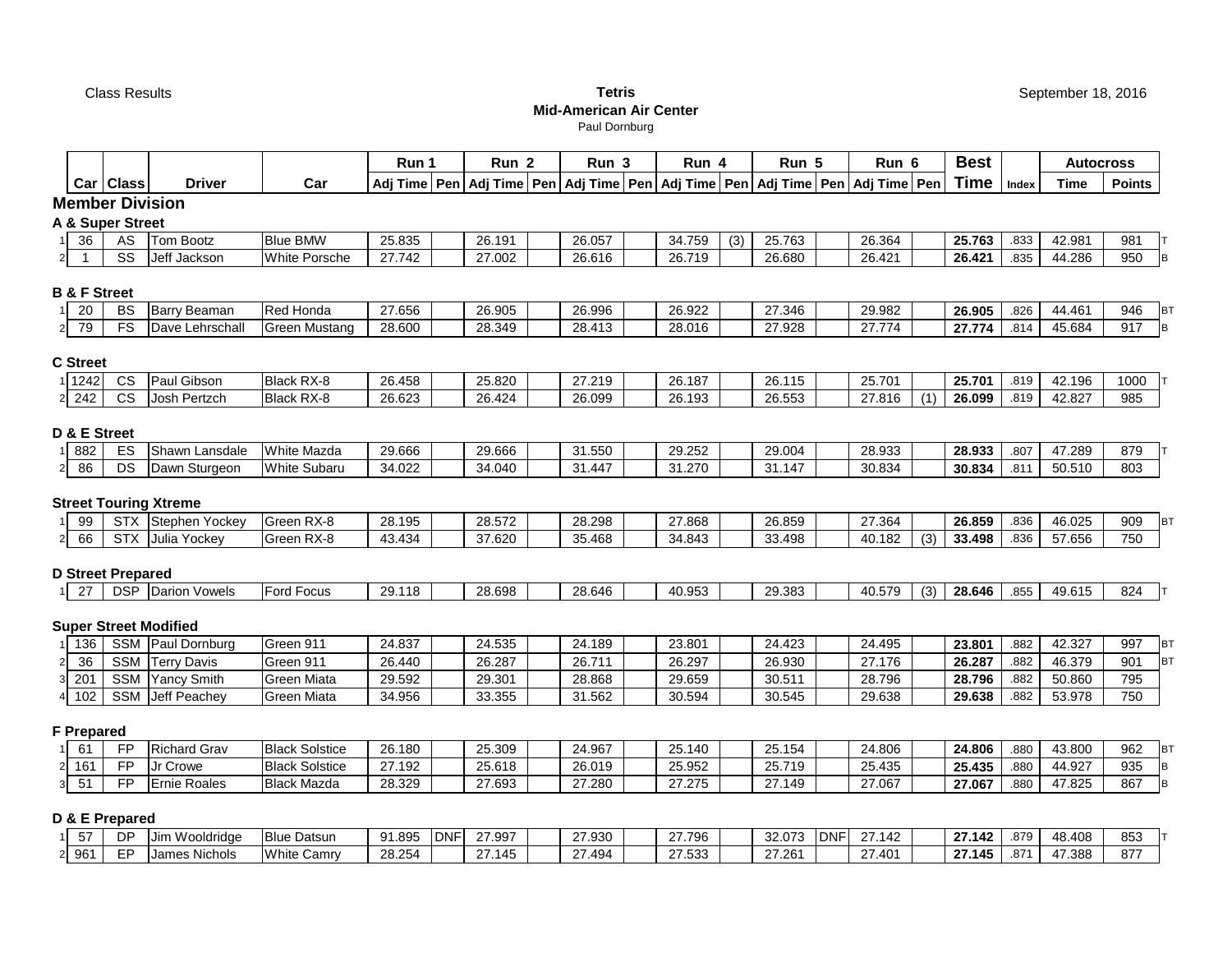Class Results

**Tetris**
**Mid-American Air Center**
Paul Dornburg

September 18, 2016

| | Car | Class | Driver | Car | Run 1 | | Run 2 | | Run 3 | | Run 4 | | Run 5 | | Run 6 | | Best | | Autocross | | |
|---|---|---|---|---|---|---|---|---|---|---|---|---|---|---|---|---|---|---|---|---|---|
| | | | | | Adj Time | Pen | Adj Time | Pen | Adj Time | Pen | Adj Time | Pen | Adj Time | Pen | Adj Time | Pen | Time | Index | Time | Points | |
| **Member Division** | | | | | | | | | | | | | | | | | | | | | |
| **A & Super Street** | | | | | | | | | | | | | | | | | | | | | |
| 1 | 36 | AS | Tom Bootz | Blue BMW | 25.835 | | 26.191 | | 26.057 | | 34.759 | (3) | 25.763 | | 26.364 | | **25.763** | .833 | 42.981 | 981 | T |
| 2 | 1 | SS | Jeff Jackson | White Porsche | 27.742 | | 27.002 | | 26.616 | | 26.719 | | 26.680 | | 26.421 | | **26.421** | .835 | 44.286 | 950 | B |
| **B & F Street** | | | | | | | | | | | | | | | | | | | | | |
| 1 | 20 | BS | Barry Beaman | Red Honda | 27.656 | | 26.905 | | 26.996 | | 26.922 | | 27.346 | | 29.982 | | **26.905** | .826 | 44.461 | 946 | BT |
| 2 | 79 | FS | Dave Lehrschall | Green Mustang | 28.600 | | 28.349 | | 28.413 | | 28.016 | | 27.928 | | 27.774 | | **27.774** | .814 | 45.684 | 917 | B |
| **C Street** | | | | | | | | | | | | | | | | | | | | | |
| 1 | 1242 | CS | Paul Gibson | Black RX-8 | 26.458 | | 25.820 | | 27.219 | | 26.187 | | 26.115 | | 25.701 | | **25.701** | .819 | 42.196 | 1000 | T |
| 2 | 242 | CS | Josh Pertzch | Black RX-8 | 26.623 | | 26.424 | | 26.099 | | 26.193 | | 26.553 | | 27.816 | (1) | **26.099** | .819 | 42.827 | 985 | |
| **D & E Street** | | | | | | | | | | | | | | | | | | | | | |
| 1 | 882 | ES | Shawn Lansdale | White Mazda | 29.666 | | 29.666 | | 31.550 | | 29.252 | | 29.004 | | 28.933 | | **28.933** | .807 | 47.289 | 879 | T |
| 2 | 86 | DS | Dawn Sturgeon | White Subaru | 34.022 | | 34.040 | | 31.447 | | 31.270 | | 31.147 | | 30.834 | | **30.834** | .811 | 50.510 | 803 | |
| **Street Touring Xtreme** | | | | | | | | | | | | | | | | | | | | | |
| 1 | 99 | STX | Stephen Yockey | Green RX-8 | 28.195 | | 28.572 | | 28.298 | | 27.868 | | 26.859 | | 27.364 | | **26.859** | .836 | 46.025 | 909 | BT |
| 2 | 66 | STX | Julia Yockey | Green RX-8 | 43.434 | | 37.620 | | 35.468 | | 34.843 | | 33.498 | | 40.182 | (3) | **33.498** | .836 | 57.656 | 750 | |
| **D Street Prepared** | | | | | | | | | | | | | | | | | | | | | |
| 1 | 27 | DSP | Darion Vowels | Ford Focus | 29.118 | | 28.698 | | 28.646 | | 40.953 | | 29.383 | | 40.579 | (3) | **28.646** | .855 | 49.615 | 824 | T |
| **Super Street Modified** | | | | | | | | | | | | | | | | | | | | | |
| 1 | 136 | SSM | Paul Dornburg | Green 911 | 24.837 | | 24.535 | | 24.189 | | 23.801 | | 24.423 | | 24.495 | | **23.801** | .882 | 42.327 | 997 | BT |
| 2 | 36 | SSM | Terry Davis | Green 911 | 26.440 | | 26.287 | | 26.711 | | 26.297 | | 26.930 | | 27.176 | | **26.287** | .882 | 46.379 | 901 | BT |
| 3 | 201 | SSM | Yancy Smith | Green Miata | 29.592 | | 29.301 | | 28.868 | | 29.659 | | 30.511 | | 28.796 | | **28.796** | .882 | 50.860 | 795 | |
| 4 | 102 | SSM | Jeff Peachey | Green Miata | 34.956 | | 33.355 | | 31.562 | | 30.594 | | 30.545 | | 29.638 | | **29.638** | .882 | 53.978 | 750 | |
| **F Prepared** | | | | | | | | | | | | | | | | | | | | | |
| 1 | 61 | FP | Richard Grav | Black Solstice | 26.180 | | 25.309 | | 24.967 | | 25.140 | | 25.154 | | 24.806 | | **24.806** | .880 | 43.800 | 962 | BT |
| 2 | 161 | FP | Jr Crowe | Black Solstice | 27.192 | | 25.618 | | 26.019 | | 25.952 | | 25.719 | | 25.435 | | **25.435** | .880 | 44.927 | 935 | B |
| 3 | 51 | FP | Ernie Roales | Black Mazda | 28.329 | | 27.693 | | 27.280 | | 27.275 | | 27.149 | | 27.067 | | **27.067** | .880 | 47.825 | 867 | B |
| **D & E Prepared** | | | | | | | | | | | | | | | | | | | | | |
| 1 | 57 | DP | Jim Wooldridge | Blue Datsun | 91.895 | DNF | 27.997 | | 27.930 | | 27.796 | | 32.073 | DNF | 27.142 | | **27.142** | .879 | 48.408 | 853 | T |
| 2 | 961 | EP | James Nichols | White Camry | 28.254 | | 27.145 | | 27.494 | | 27.533 | | 27.261 | | 27.401 | | **27.145** | .871 | 47.388 | 877 | |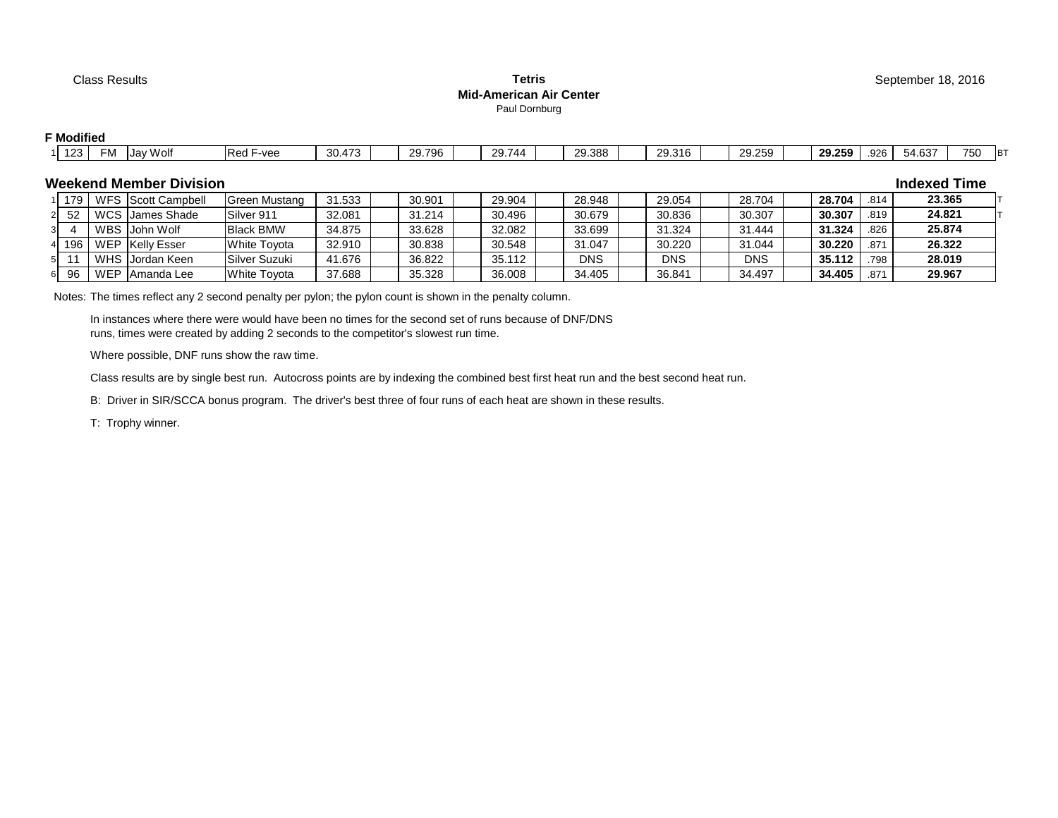Class Results

**Tetris**
**Mid-American Air Center**
Paul Dornburg

September 18, 2016

**F Modified**

| | | | | | | | | | | | | | | | | | | | | |
|---|---|---|---|---|---|---|---|---|---|---|---|---|---|---|---|---|---|---|---|---|
| 1 | 123 | FM | Jay Wolf | Red F-vee | 30.473 | | 29.796 | | 29.744 | | 29.388 | | 29.316 | | 29.259 | | **29.259** | .926 | 54.637 | 750 | BT |

## Weekend Member Division

| | | | | | | | | | | | | | | | | | | | **Indexed Time** | |
|---|---|---|---|---|---|---|---|---|---|---|---|---|---|---|---|---|---|---|---|---|
| 1 | 179 | WFS | Scott Campbell | Green Mustang | 31.533 | | 30.901 | | 29.904 | | 28.948 | | 29.054 | | 28.704 | | **28.704** | .814 | **23.365** | T |
| 2 | 52 | WCS | James Shade | Silver 911 | 32.081 | | 31.214 | | 30.496 | | 30.679 | | 30.836 | | 30.307 | | **30.307** | .819 | **24.821** | T |
| 3 | 4 | WBS | John Wolf | Black BMW | 34.875 | | 33.628 | | 32.082 | | 33.699 | | 31.324 | | 31.444 | | **31.324** | .826 | **25.874** | |
| 4 | 196 | WEP | Kelly Esser | White Toyota | 32.910 | | 30.838 | | 30.548 | | 31.047 | | 30.220 | | 31.044 | | **30.220** | .871 | **26.322** | |
| 5 | 11 | WHS | Jordan Keen | Silver Suzuki | 41.676 | | 36.822 | | 35.112 | | DNS | | DNS | | DNS | | **35.112** | .798 | **28.019** | |
| 6 | 96 | WEP | Amanda Lee | White Toyota | 37.688 | | 35.328 | | 36.008 | | 34.405 | | 36.841 | | 34.497 | | **34.405** | .871 | **29.967** | |

Notes: The times reflect any 2 second penalty per pylon; the pylon count is shown in the penalty column.

In instances where there were would have been no times for the second set of runs because of DNF/DNS runs, times were created by adding 2 seconds to the competitor's slowest run time.

Where possible, DNF runs show the raw time.

Class results are by single best run. Autocross points are by indexing the combined best first heat run and the best second heat run.

B: Driver in SIR/SCCA bonus program. The driver's best three of four runs of each heat are shown in these results.

T: Trophy winner.